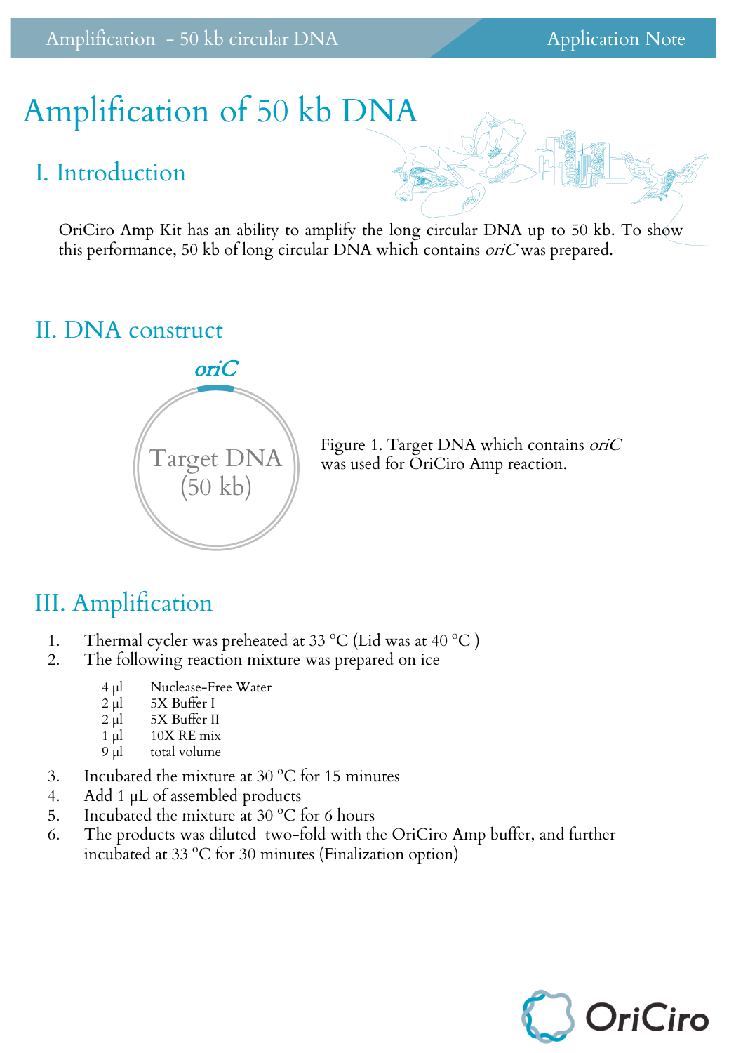# Amplification of 50 kb DNA

## I. Introduction

OriCiro Amp Kit has an ability to amplify the long circular DNA up to 50 kb. To show this performance, 50 kb of long circular DNA which contains *oriC* was prepared.

## II. DNA construct

*oriC*

Target DNA (50 kb)

Figure 1. Target DNA which contains *oriC* was used for OriCiro Amp reaction.

## III. Amplification

1. Thermal cycler was preheated at 33 °C (Lid was at 40 °C )
2. The following reaction mixture was prepared on ice

| | |
|---|---|
| 4 µl | Nuclease-Free Water |
| 2 µl | 5X Buffer I |
| 2 µl | 5X Buffer II |
| 1 µl | 10X RE mix |
| 9 µl | total volume |

3. Incubated the mixture at 30 °C for 15 minutes
4. Add 1 µL of assembled products
5. Incubated the mixture at 30 °C for 6 hours
6. The products was diluted two-fold with the OriCiro Amp buffer, and further incubated at 33 °C for 30 minutes (Finalization option)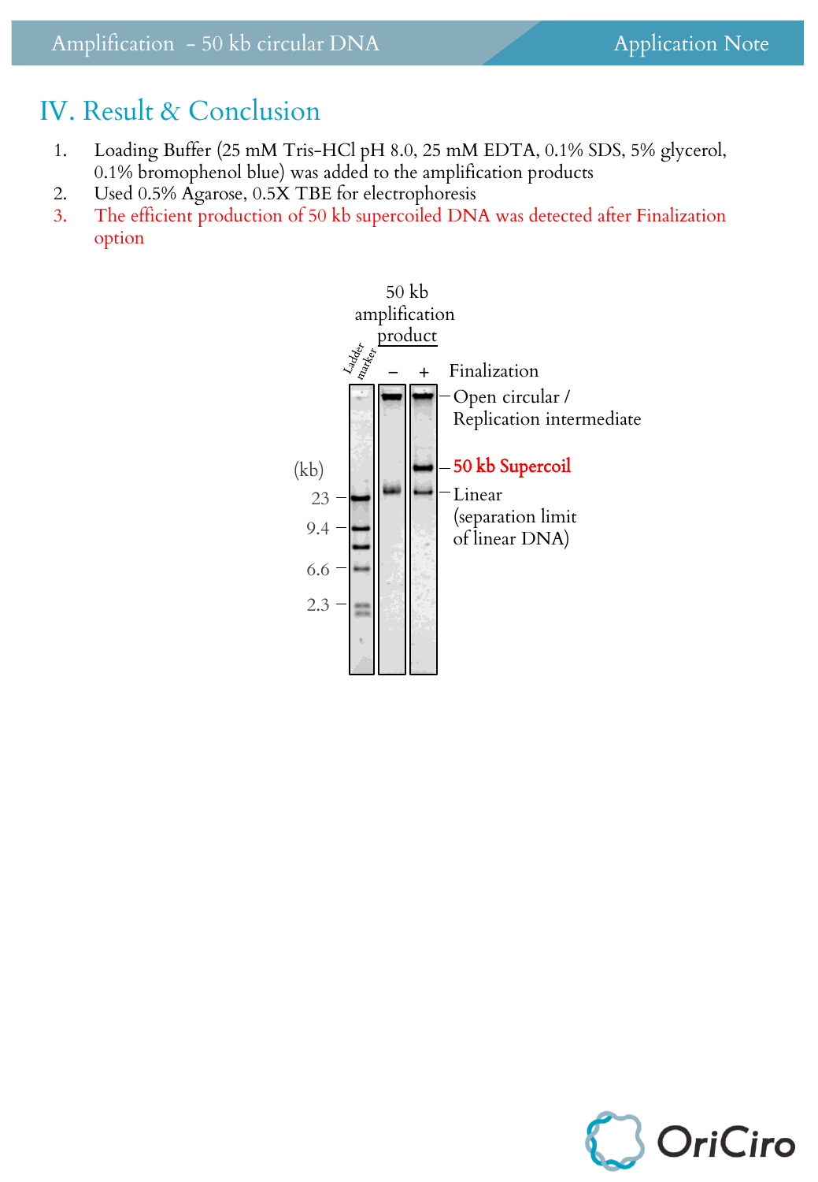# IV. Result & Conclusion

1. Loading Buffer (25 mM Tris-HCl pH 8.0, 25 mM EDTA, 0.1% SDS, 5% glycerol, 0.1% bromophenol blue) was added to the amplification products
2. Used 0.5% Agarose, 0.5X TBE for electrophoresis
3. The efficient production of 50 kb supercoiled DNA was detected after Finalization option

50 kb amplification product

Ladder marker

– +

Finalization

(kb)

23

9.4

6.6

2.3

Open circular / Replication intermediate

50 kb Supercoil

Linear (separation limit of linear DNA)